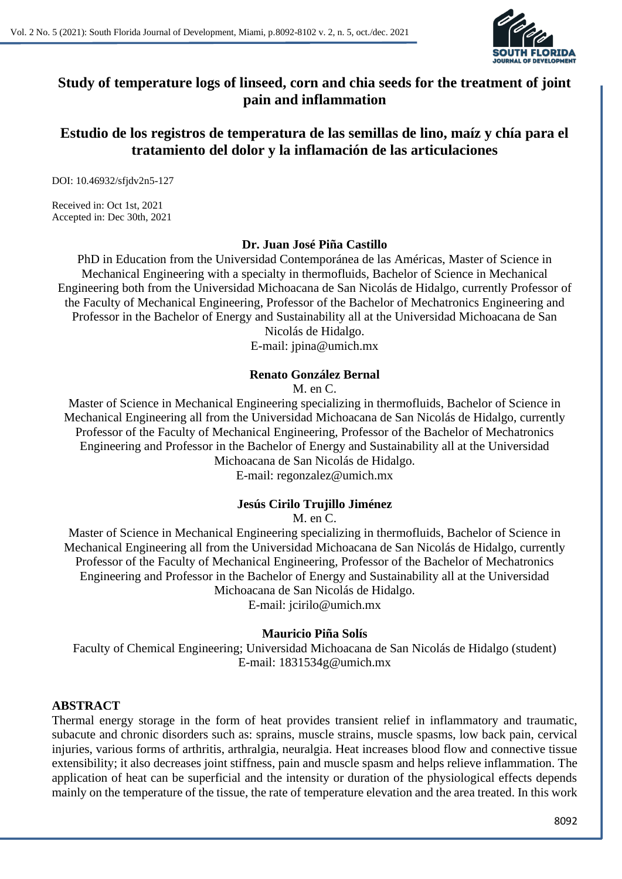# Study of temperature logs of linseed, corn and chia seeds for the treatment of joint pain and inflammation

# Estudio de los registros de temperatura de las semillas de lino, maíz y chía para el tratamiento del dolor y la inflamación de las articulaciones

DOI: 10.46932/sfjdv2n5-127

Received in: Oct 1st, 2021
Accepted in: Dec 30th, 2021

**Dr. Juan José Piña Castillo**

PhD in Education from the Universidad Contemporánea de las Américas, Master of Science in Mechanical Engineering with a specialty in thermofluids, Bachelor of Science in Mechanical Engineering both from the Universidad Michoacana de San Nicolás de Hidalgo, currently Professor of the Faculty of Mechanical Engineering, Professor of the Bachelor of Mechatronics Engineering and Professor in the Bachelor of Energy and Sustainability all at the Universidad Michoacana de San Nicolás de Hidalgo.
E-mail: jpina@umich.mx

**Renato González Bernal**

M. en C.
Master of Science in Mechanical Engineering specializing in thermofluids, Bachelor of Science in Mechanical Engineering all from the Universidad Michoacana de San Nicolás de Hidalgo, currently Professor of the Faculty of Mechanical Engineering, Professor of the Bachelor of Mechatronics Engineering and Professor in the Bachelor of Energy and Sustainability all at the Universidad Michoacana de San Nicolás de Hidalgo.
E-mail: regonzalez@umich.mx

**Jesús Cirilo Trujillo Jiménez**

M. en C.
Master of Science in Mechanical Engineering specializing in thermofluids, Bachelor of Science in Mechanical Engineering all from the Universidad Michoacana de San Nicolás de Hidalgo, currently Professor of the Faculty of Mechanical Engineering, Professor of the Bachelor of Mechatronics Engineering and Professor in the Bachelor of Energy and Sustainability all at the Universidad Michoacana de San Nicolás de Hidalgo.
E-mail: jcirilo@umich.mx

**Mauricio Piña Solís**

Faculty of Chemical Engineering; Universidad Michoacana de San Nicolás de Hidalgo (student)
E-mail: 1831534g@umich.mx

## ABSTRACT

Thermal energy storage in the form of heat provides transient relief in inflammatory and traumatic, subacute and chronic disorders such as: sprains, muscle strains, muscle spasms, low back pain, cervical injuries, various forms of arthritis, arthralgia, neuralgia. Heat increases blood flow and connective tissue extensibility; it also decreases joint stiffness, pain and muscle spasm and helps relieve inflammation. The application of heat can be superficial and the intensity or duration of the physiological effects depends mainly on the temperature of the tissue, the rate of temperature elevation and the area treated. In this work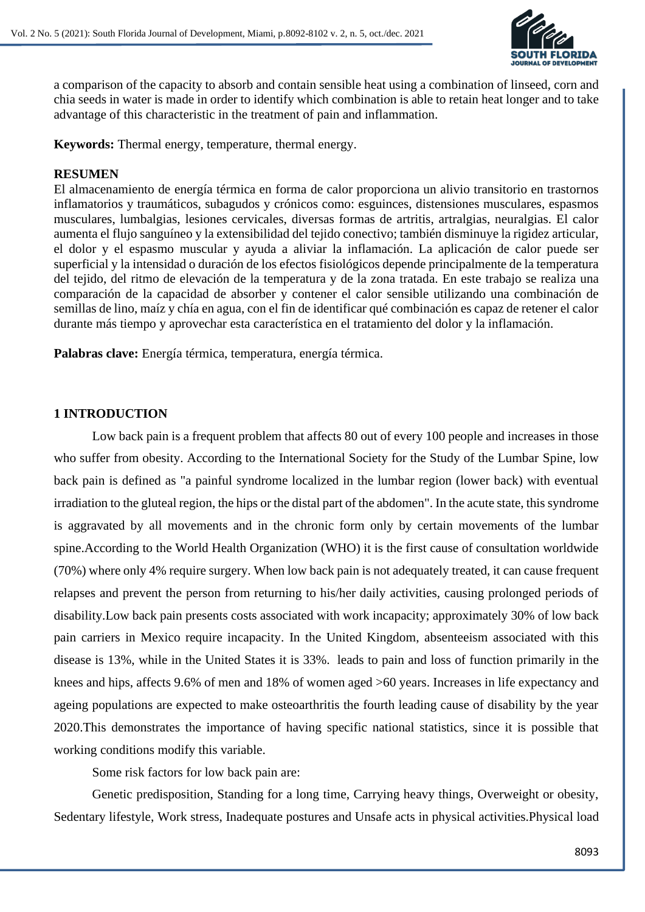a comparison of the capacity to absorb and contain sensible heat using a combination of linseed, corn and chia seeds in water is made in order to identify which combination is able to retain heat longer and to take advantage of this characteristic in the treatment of pain and inflammation.

**Keywords:** Thermal energy, temperature, thermal energy.

**RESUMEN**

El almacenamiento de energía térmica en forma de calor proporciona un alivio transitorio en trastornos inflamatorios y traumáticos, subagudos y crónicos como: esguinces, distensiones musculares, espasmos musculares, lumbalgias, lesiones cervicales, diversas formas de artritis, artralgias, neuralgias. El calor aumenta el flujo sanguíneo y la extensibilidad del tejido conectivo; también disminuye la rigidez articular, el dolor y el espasmo muscular y ayuda a aliviar la inflamación. La aplicación de calor puede ser superficial y la intensidad o duración de los efectos fisiológicos depende principalmente de la temperatura del tejido, del ritmo de elevación de la temperatura y de la zona tratada. En este trabajo se realiza una comparación de la capacidad de absorber y contener el calor sensible utilizando una combinación de semillas de lino, maíz y chía en agua, con el fin de identificar qué combinación es capaz de retener el calor durante más tiempo y aprovechar esta característica en el tratamiento del dolor y la inflamación.

**Palabras clave:** Energía térmica, temperatura, energía térmica.

## 1 INTRODUCTION

Low back pain is a frequent problem that affects 80 out of every 100 people and increases in those who suffer from obesity. According to the International Society for the Study of the Lumbar Spine, low back pain is defined as "a painful syndrome localized in the lumbar region (lower back) with eventual irradiation to the gluteal region, the hips or the distal part of the abdomen". In the acute state, this syndrome is aggravated by all movements and in the chronic form only by certain movements of the lumbar spine.According to the World Health Organization (WHO) it is the first cause of consultation worldwide (70%) where only 4% require surgery. When low back pain is not adequately treated, it can cause frequent relapses and prevent the person from returning to his/her daily activities, causing prolonged periods of disability.Low back pain presents costs associated with work incapacity; approximately 30% of low back pain carriers in Mexico require incapacity. In the United Kingdom, absenteeism associated with this disease is 13%, while in the United States it is 33%. leads to pain and loss of function primarily in the knees and hips, affects 9.6% of men and 18% of women aged >60 years. Increases in life expectancy and ageing populations are expected to make osteoarthritis the fourth leading cause of disability by the year 2020.This demonstrates the importance of having specific national statistics, since it is possible that working conditions modify this variable.

Some risk factors for low back pain are:

Genetic predisposition, Standing for a long time, Carrying heavy things, Overweight or obesity, Sedentary lifestyle, Work stress, Inadequate postures and Unsafe acts in physical activities.Physical load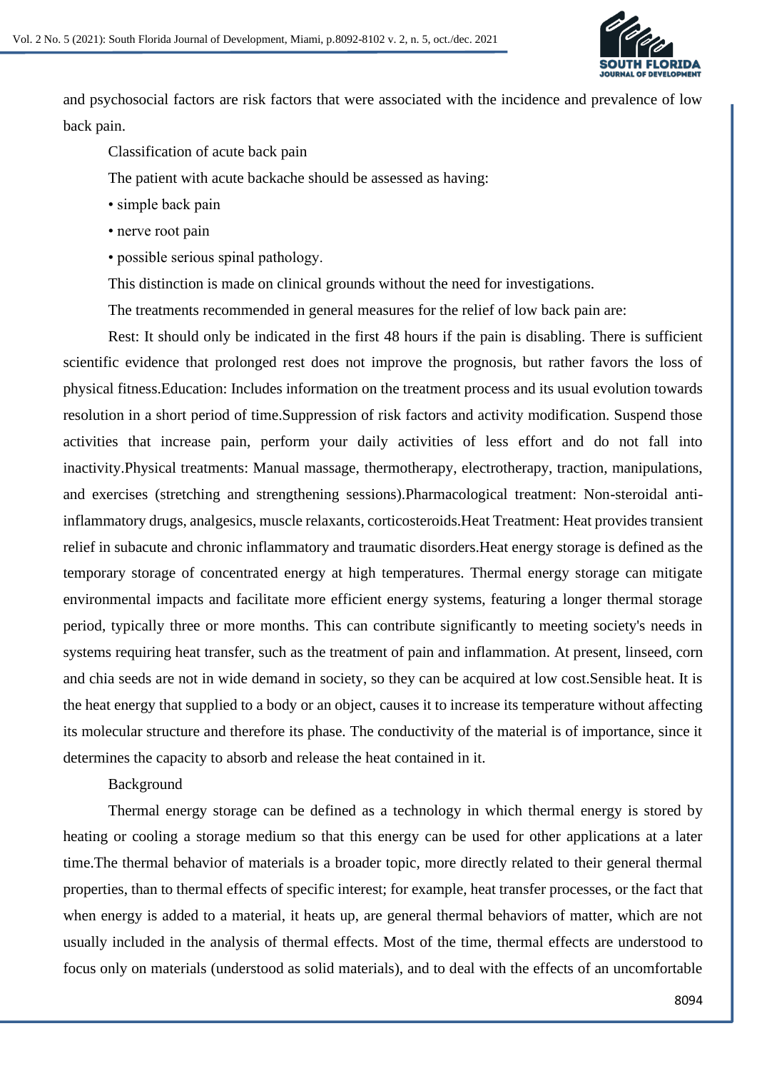and psychosocial factors are risk factors that were associated with the incidence and prevalence of low back pain.

Classification of acute back pain

The patient with acute backache should be assessed as having:

- simple back pain
- nerve root pain
- possible serious spinal pathology.

This distinction is made on clinical grounds without the need for investigations.

The treatments recommended in general measures for the relief of low back pain are:

Rest: It should only be indicated in the first 48 hours if the pain is disabling. There is sufficient scientific evidence that prolonged rest does not improve the prognosis, but rather favors the loss of physical fitness.Education: Includes information on the treatment process and its usual evolution towards resolution in a short period of time.Suppression of risk factors and activity modification. Suspend those activities that increase pain, perform your daily activities of less effort and do not fall into inactivity.Physical treatments: Manual massage, thermotherapy, electrotherapy, traction, manipulations, and exercises (stretching and strengthening sessions).Pharmacological treatment: Non-steroidal anti-inflammatory drugs, analgesics, muscle relaxants, corticosteroids.Heat Treatment: Heat provides transient relief in subacute and chronic inflammatory and traumatic disorders.Heat energy storage is defined as the temporary storage of concentrated energy at high temperatures. Thermal energy storage can mitigate environmental impacts and facilitate more efficient energy systems, featuring a longer thermal storage period, typically three or more months. This can contribute significantly to meeting society's needs in systems requiring heat transfer, such as the treatment of pain and inflammation. At present, linseed, corn and chia seeds are not in wide demand in society, so they can be acquired at low cost.Sensible heat. It is the heat energy that supplied to a body or an object, causes it to increase its temperature without affecting its molecular structure and therefore its phase. The conductivity of the material is of importance, since it determines the capacity to absorb and release the heat contained in it.

Background

Thermal energy storage can be defined as a technology in which thermal energy is stored by heating or cooling a storage medium so that this energy can be used for other applications at a later time.The thermal behavior of materials is a broader topic, more directly related to their general thermal properties, than to thermal effects of specific interest; for example, heat transfer processes, or the fact that when energy is added to a material, it heats up, are general thermal behaviors of matter, which are not usually included in the analysis of thermal effects. Most of the time, thermal effects are understood to focus only on materials (understood as solid materials), and to deal with the effects of an uncomfortable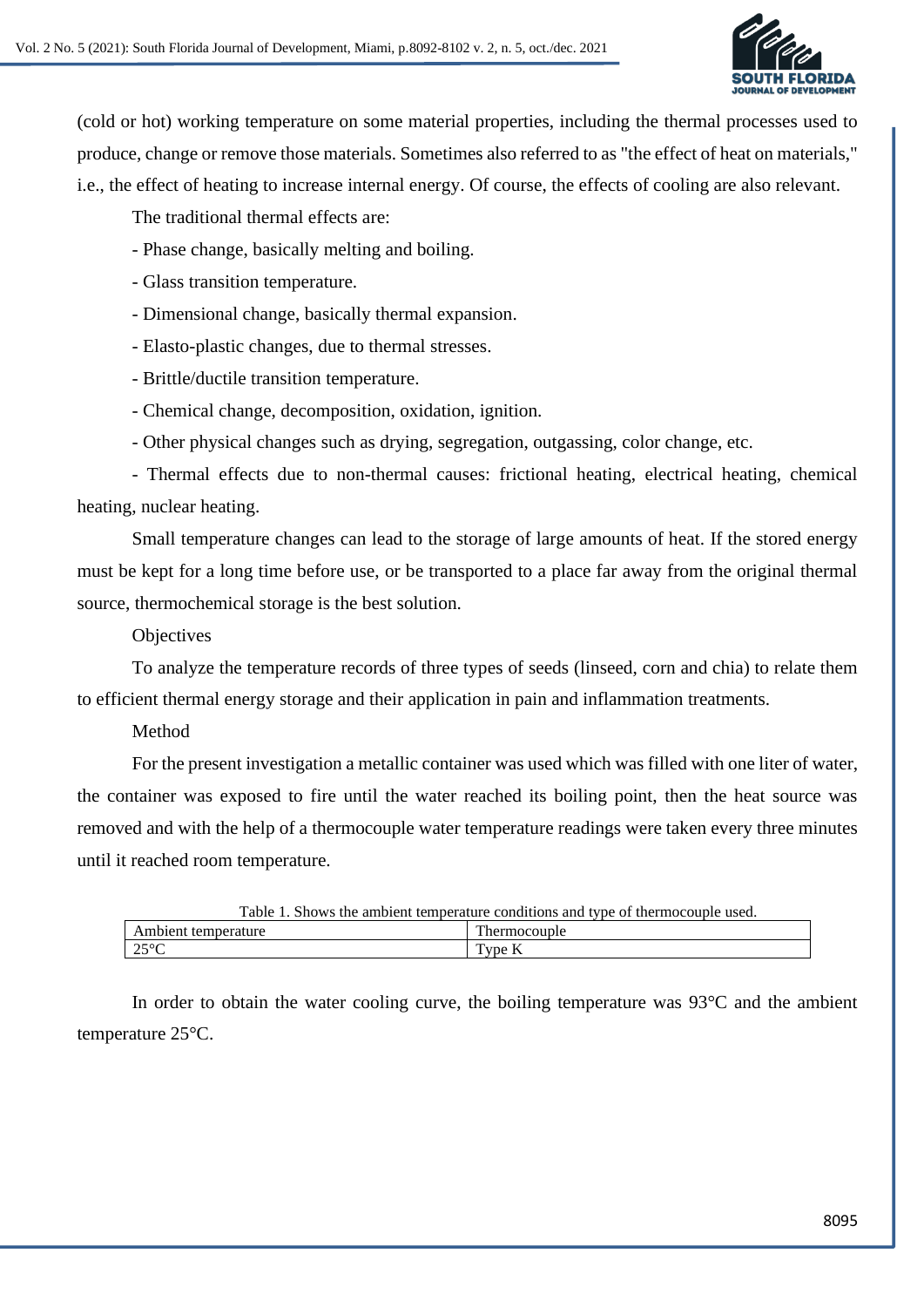(cold or hot) working temperature on some material properties, including the thermal processes used to produce, change or remove those materials. Sometimes also referred to as "the effect of heat on materials," i.e., the effect of heating to increase internal energy. Of course, the effects of cooling are also relevant.

The traditional thermal effects are:

- Phase change, basically melting and boiling.
- Glass transition temperature.
- Dimensional change, basically thermal expansion.
- Elasto-plastic changes, due to thermal stresses.
- Brittle/ductile transition temperature.
- Chemical change, decomposition, oxidation, ignition.
- Other physical changes such as drying, segregation, outgassing, color change, etc.
- Thermal effects due to non-thermal causes: frictional heating, electrical heating, chemical heating, nuclear heating.

Small temperature changes can lead to the storage of large amounts of heat. If the stored energy must be kept for a long time before use, or be transported to a place far away from the original thermal source, thermochemical storage is the best solution.

Objectives

To analyze the temperature records of three types of seeds (linseed, corn and chia) to relate them to efficient thermal energy storage and their application in pain and inflammation treatments.

Method

For the present investigation a metallic container was used which was filled with one liter of water, the container was exposed to fire until the water reached its boiling point, then the heat source was removed and with the help of a thermocouple water temperature readings were taken every three minutes until it reached room temperature.

Table 1. Shows the ambient temperature conditions and type of thermocouple used.

| Ambient temperature | Thermocouple |
|---|---|
| 25°C | Type K |

In order to obtain the water cooling curve, the boiling temperature was 93°C and the ambient temperature 25°C.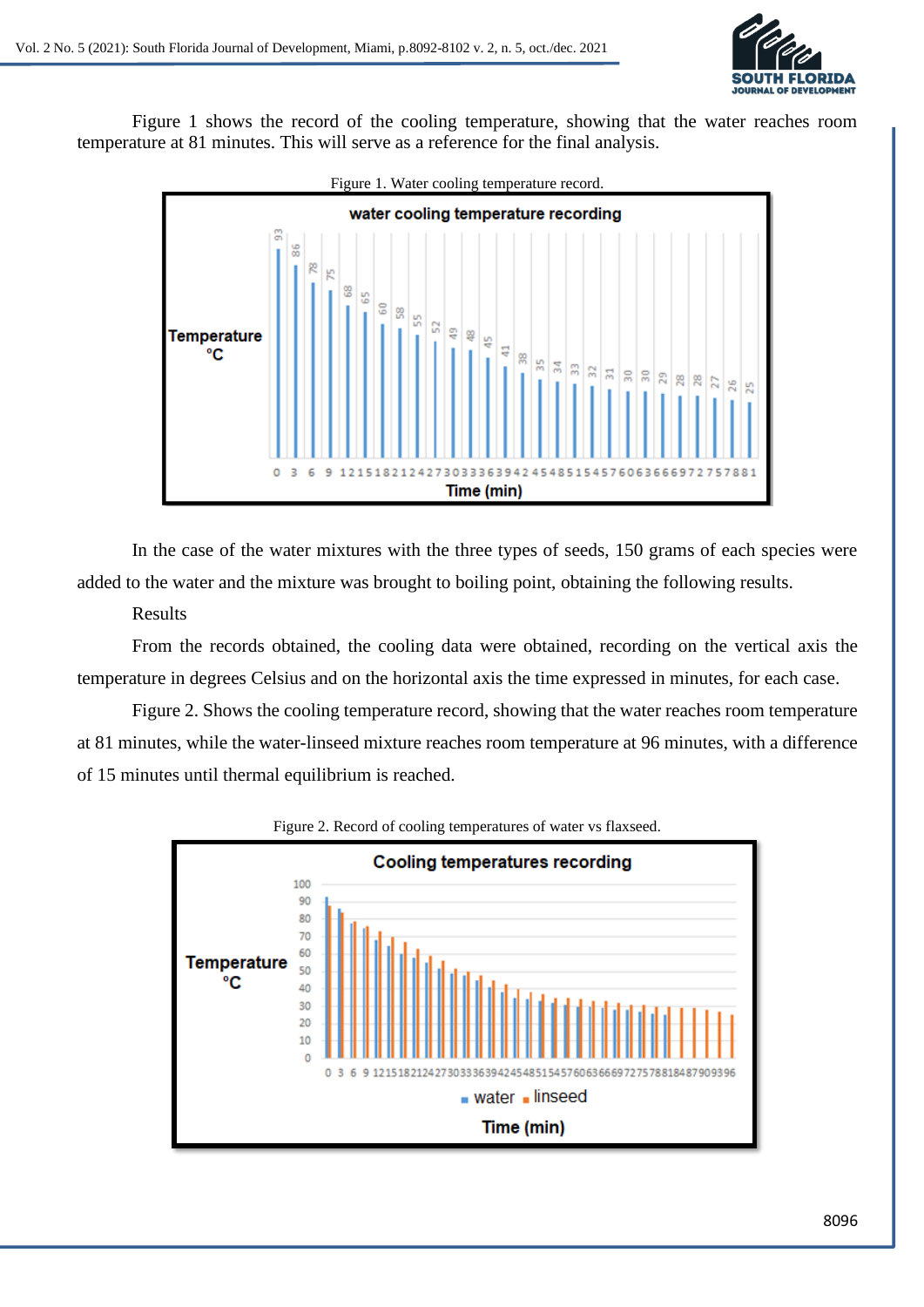Figure 1 shows the record of the cooling temperature, showing that the water reaches room temperature at 81 minutes. This will serve as a reference for the final analysis.

Figure 1. Water cooling temperature record.

In the case of the water mixtures with the three types of seeds, 150 grams of each species were added to the water and the mixture was brought to boiling point, obtaining the following results.

Results

From the records obtained, the cooling data were obtained, recording on the vertical axis the temperature in degrees Celsius and on the horizontal axis the time expressed in minutes, for each case.

Figure 2. Shows the cooling temperature record, showing that the water reaches room temperature at 81 minutes, while the water-linseed mixture reaches room temperature at 96 minutes, with a difference of 15 minutes until thermal equilibrium is reached.

Figure 2. Record of cooling temperatures of water vs flaxseed.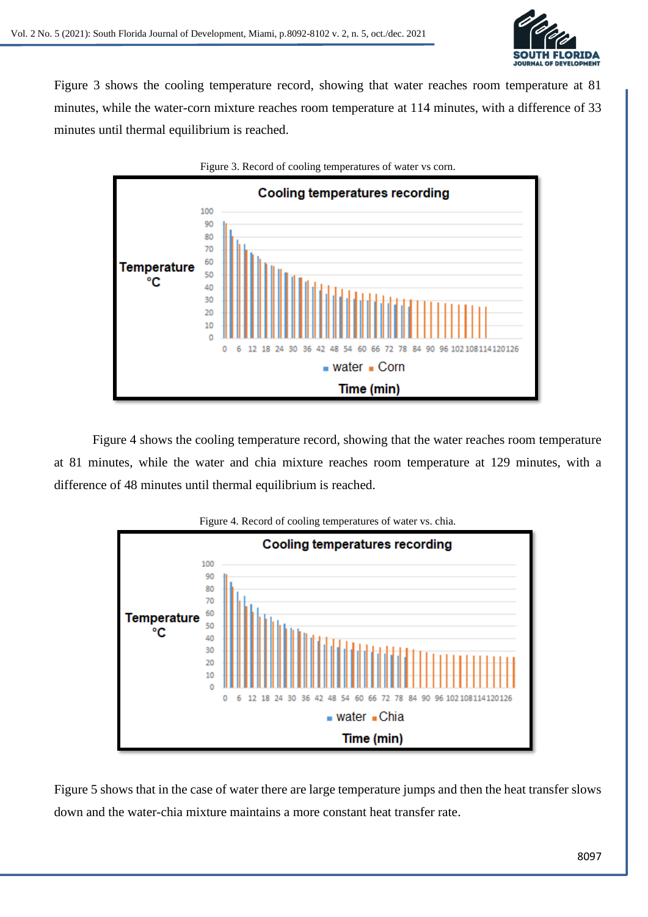Figure 3 shows the cooling temperature record, showing that water reaches room temperature at 81 minutes, while the water-corn mixture reaches room temperature at 114 minutes, with a difference of 33 minutes until thermal equilibrium is reached.

Figure 3. Record of cooling temperatures of water vs corn.

Figure 4 shows the cooling temperature record, showing that the water reaches room temperature at 81 minutes, while the water and chia mixture reaches room temperature at 129 minutes, with a difference of 48 minutes until thermal equilibrium is reached.

Figure 4. Record of cooling temperatures of water vs. chia.

Figure 5 shows that in the case of water there are large temperature jumps and then the heat transfer slows down and the water-chia mixture maintains a more constant heat transfer rate.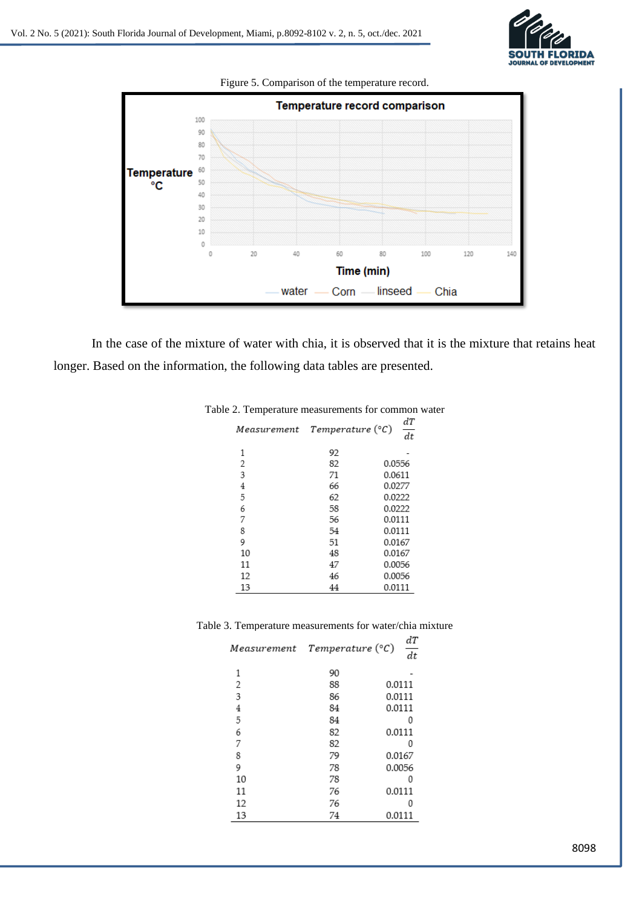Figure 5. Comparison of the temperature record.

In the case of the mixture of water with chia, it is observed that it is the mixture that retains heat longer. Based on the information, the following data tables are presented.

Table 2. Temperature measurements for common water

| *Measurement* | *Temperature* (°*C*) | $\frac{dT}{dt}$ |
|---|---|---|
| 1 | 92 | - |
| 2 | 82 | 0.0556 |
| 3 | 71 | 0.0611 |
| 4 | 66 | 0.0277 |
| 5 | 62 | 0.0222 |
| 6 | 58 | 0.0222 |
| 7 | 56 | 0.0111 |
| 8 | 54 | 0.0111 |
| 9 | 51 | 0.0167 |
| 10 | 48 | 0.0167 |
| 11 | 47 | 0.0056 |
| 12 | 46 | 0.0056 |
| 13 | 44 | 0.0111 |

Table 3. Temperature measurements for water/chia mixture

| *Measurement* | *Temperature* (°*C*) | $\frac{dT}{dt}$ |
|---|---|---|
| 1 | 90 | - |
| 2 | 88 | 0.0111 |
| 3 | 86 | 0.0111 |
| 4 | 84 | 0.0111 |
| 5 | 84 | 0 |
| 6 | 82 | 0.0111 |
| 7 | 82 | 0 |
| 8 | 79 | 0.0167 |
| 9 | 78 | 0.0056 |
| 10 | 78 | 0 |
| 11 | 76 | 0.0111 |
| 12 | 76 | 0 |
| 13 | 74 | 0.0111 |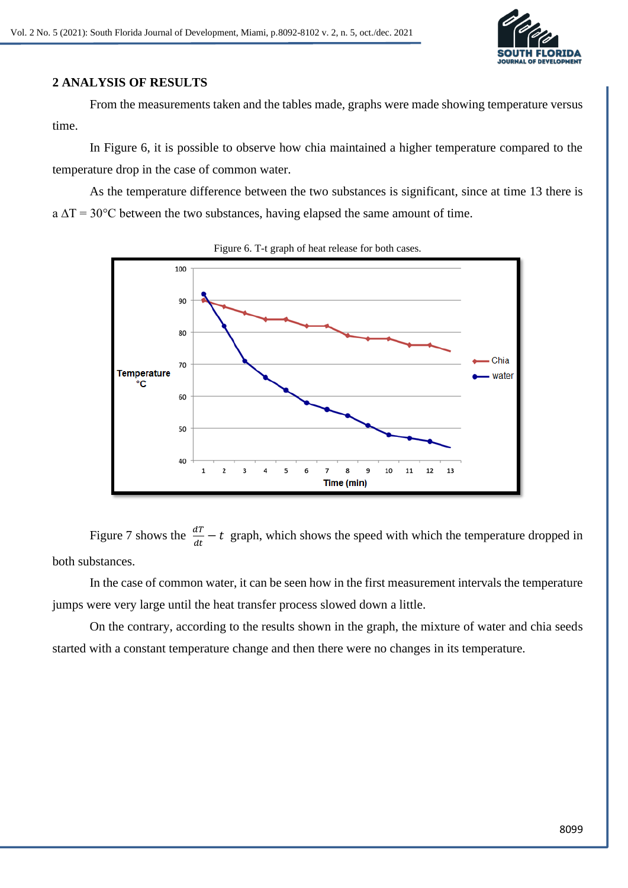## 2 ANALYSIS OF RESULTS

From the measurements taken and the tables made, graphs were made showing temperature versus time.

In Figure 6, it is possible to observe how chia maintained a higher temperature compared to the temperature drop in the case of common water.

As the temperature difference between the two substances is significant, since at time 13 there is a $\Delta T = 30°C$ between the two substances, having elapsed the same amount of time.

Figure 6. T-t graph of heat release for both cases.

Figure 7 shows the $\frac{dT}{dt} - t$ graph, which shows the speed with which the temperature dropped in both substances.

In the case of common water, it can be seen how in the first measurement intervals the temperature jumps were very large until the heat transfer process slowed down a little.

On the contrary, according to the results shown in the graph, the mixture of water and chia seeds started with a constant temperature change and then there were no changes in its temperature.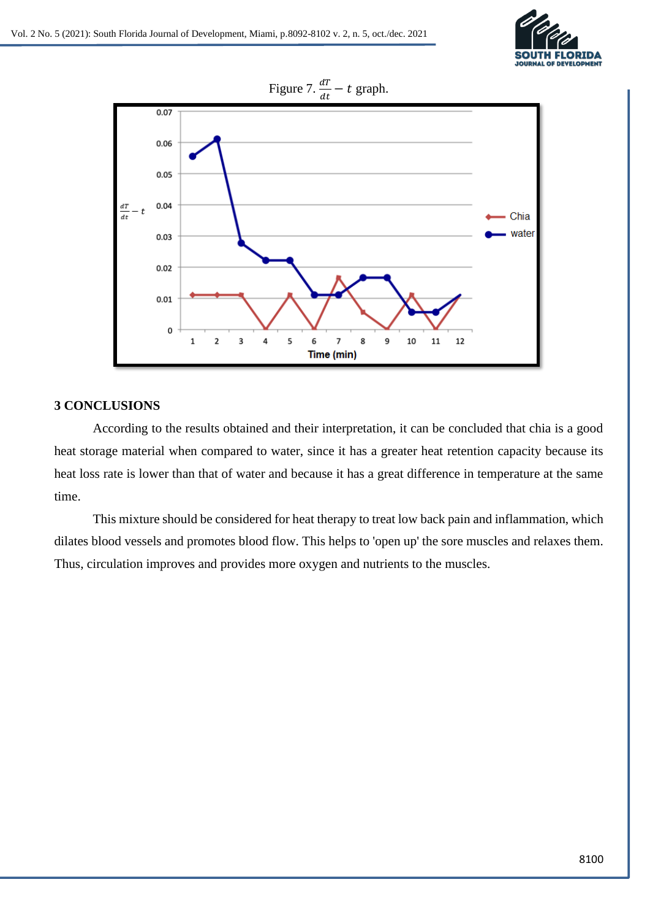Figure 7. $\frac{dT}{dt} - t$ graph.

## 3 CONCLUSIONS

According to the results obtained and their interpretation, it can be concluded that chia is a good heat storage material when compared to water, since it has a greater heat retention capacity because its heat loss rate is lower than that of water and because it has a great difference in temperature at the same time.

This mixture should be considered for heat therapy to treat low back pain and inflammation, which dilates blood vessels and promotes blood flow. This helps to 'open up' the sore muscles and relaxes them. Thus, circulation improves and provides more oxygen and nutrients to the muscles.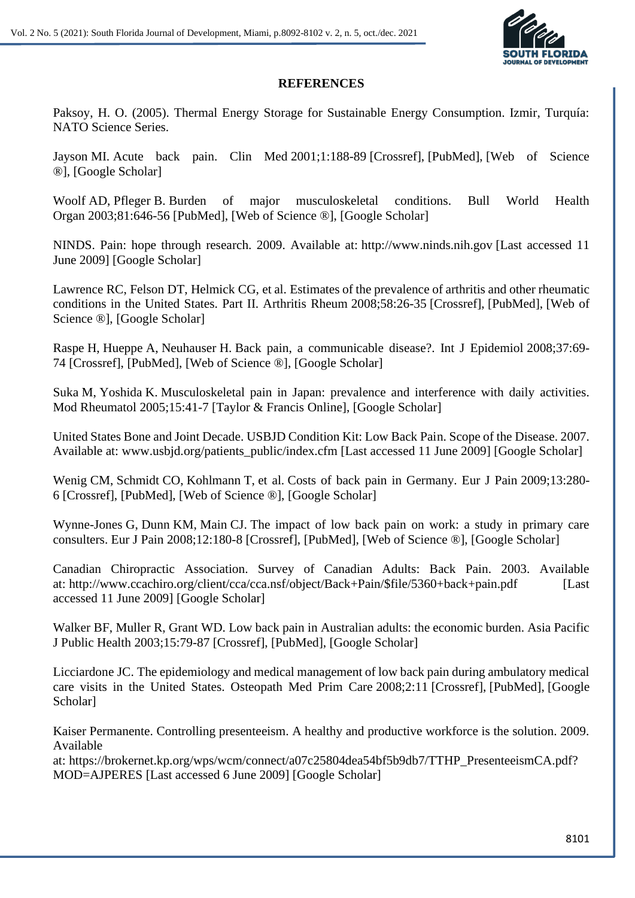## REFERENCES

Paksoy, H. O. (2005). Thermal Energy Storage for Sustainable Energy Consumption. Izmir, Turquía: NATO Science Series.

Jayson MI. Acute back pain. Clin Med 2001;1:188-89 [Crossref], [PubMed], [Web of Science ®], [Google Scholar]

Woolf AD, Pfleger B. Burden of major musculoskeletal conditions. Bull World Health Organ 2003;81:646-56 [PubMed], [Web of Science ®], [Google Scholar]

NINDS. Pain: hope through research. 2009. Available at: http://www.ninds.nih.gov [Last accessed 11 June 2009] [Google Scholar]

Lawrence RC, Felson DT, Helmick CG, et al. Estimates of the prevalence of arthritis and other rheumatic conditions in the United States. Part II. Arthritis Rheum 2008;58:26-35 [Crossref], [PubMed], [Web of Science ®], [Google Scholar]

Raspe H, Hueppe A, Neuhauser H. Back pain, a communicable disease?. Int J Epidemiol 2008;37:69-74 [Crossref], [PubMed], [Web of Science ®], [Google Scholar]

Suka M, Yoshida K. Musculoskeletal pain in Japan: prevalence and interference with daily activities. Mod Rheumatol 2005;15:41-7 [Taylor & Francis Online], [Google Scholar]

United States Bone and Joint Decade. USBJD Condition Kit: Low Back Pain. Scope of the Disease. 2007. Available at: www.usbjd.org/patients_public/index.cfm [Last accessed 11 June 2009] [Google Scholar]

Wenig CM, Schmidt CO, Kohlmann T, et al. Costs of back pain in Germany. Eur J Pain 2009;13:280-6 [Crossref], [PubMed], [Web of Science ®], [Google Scholar]

Wynne-Jones G, Dunn KM, Main CJ. The impact of low back pain on work: a study in primary care consulters. Eur J Pain 2008;12:180-8 [Crossref], [PubMed], [Web of Science ®], [Google Scholar]

Canadian Chiropractic Association. Survey of Canadian Adults: Back Pain. 2003. Available at: http://www.ccachiro.org/client/cca/cca.nsf/object/Back+Pain/$file/5360+back+pain.pdf [Last accessed 11 June 2009] [Google Scholar]

Walker BF, Muller R, Grant WD. Low back pain in Australian adults: the economic burden. Asia Pacific J Public Health 2003;15:79-87 [Crossref], [PubMed], [Google Scholar]

Licciardone JC. The epidemiology and medical management of low back pain during ambulatory medical care visits in the United States. Osteopath Med Prim Care 2008;2:11 [Crossref], [PubMed], [Google Scholar]

Kaiser Permanente. Controlling presenteeism. A healthy and productive workforce is the solution. 2009. Available at: https://brokernet.kp.org/wps/wcm/connect/a07c25804dea54bf5b9db7/TTHP_PresenteeismCA.pdf?MOD=AJPERES [Last accessed 6 June 2009] [Google Scholar]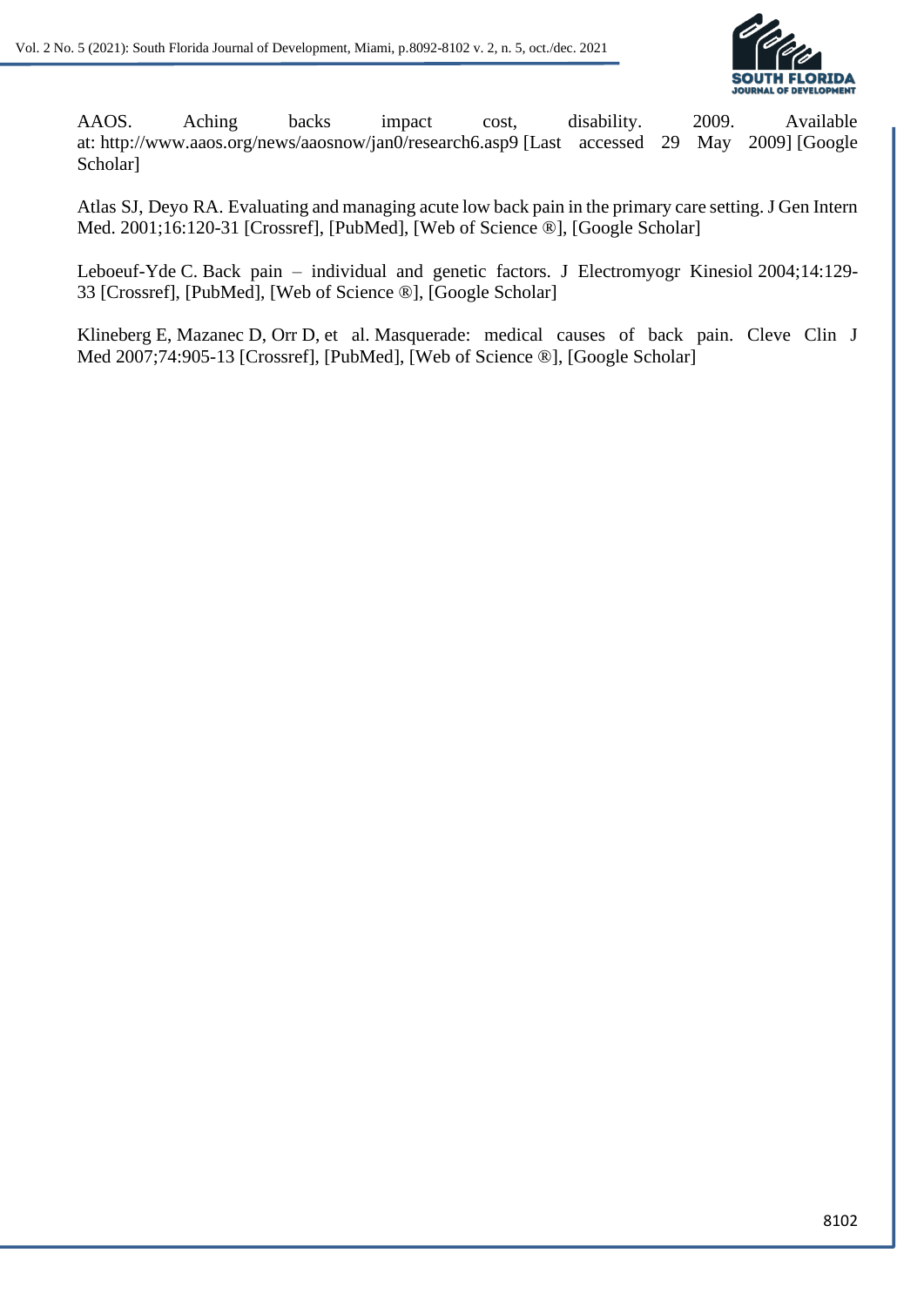AAOS. Aching backs impact cost, disability. 2009. Available at: http://www.aaos.org/news/aaosnow/jan0/research6.asp9 [Last accessed 29 May 2009] [Google Scholar]

Atlas SJ, Deyo RA. Evaluating and managing acute low back pain in the primary care setting. J Gen Intern Med. 2001;16:120-31 [Crossref], [PubMed], [Web of Science ®], [Google Scholar]

Leboeuf-Yde C. Back pain – individual and genetic factors. J Electromyogr Kinesiol 2004;14:129-33 [Crossref], [PubMed], [Web of Science ®], [Google Scholar]

Klineberg E, Mazanec D, Orr D, et al. Masquerade: medical causes of back pain. Cleve Clin J Med 2007;74:905-13 [Crossref], [PubMed], [Web of Science ®], [Google Scholar]